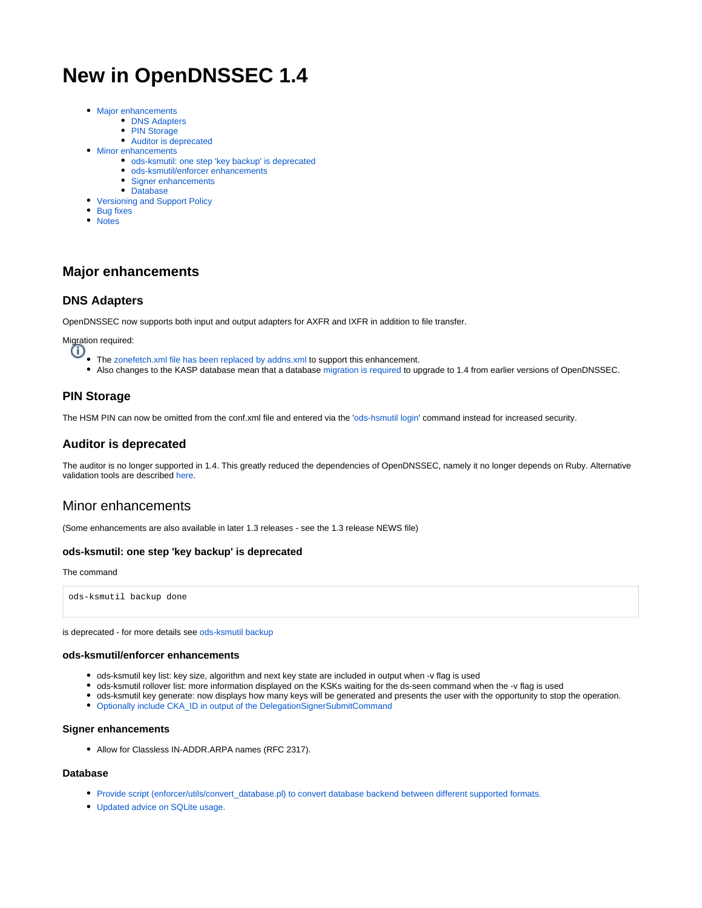# New in OpenDNSSEC 1.4

- Major enhancements
  - DNS Adapters
  - PIN Storage
  - Auditor is deprecated
- Minor enhancements
  - ods-ksmutil: one step 'key backup' is deprecated
  - ods-ksmutil/enforcer enhancements
  - Signer enhancements
  - Database
- Versioning and Support Policy
- Bug fixes
- Notes

## Major enhancements

### DNS Adapters

OpenDNSSEC now supports both input and output adapters for AXFR and IXFR in addition to file transfer.

Migration required:

- The zonefetch.xml file has been replaced by addns.xml to support this enhancement.
- Also changes to the KASP database mean that a database migration is required to upgrade to 1.4 from earlier versions of OpenDNSSEC.

### PIN Storage

The HSM PIN can now be omitted from the conf.xml file and entered via the 'ods-hsmutil login' command instead for increased security.

### Auditor is deprecated

The auditor is no longer supported in 1.4. This greatly reduced the dependencies of OpenDNSSEC, namely it no longer depends on Ruby. Alternative validation tools are described here.

## Minor enhancements

(Some enhancements are also available in later 1.3 releases - see the 1.3 release NEWS file)

#### ods-ksmutil: one step 'key backup' is deprecated

The command

```
ods-ksmutil backup done
```

is deprecated - for more details see ods-ksmutil backup

#### ods-ksmutil/enforcer enhancements

- ods-ksmutil key list: key size, algorithm and next key state are included in output when -v flag is used
- ods-ksmutil rollover list: more information displayed on the KSKs waiting for the ds-seen command when the -v flag is used
- ods-ksmutil key generate: now displays how many keys will be generated and presents the user with the opportunity to stop the operation.
- Optionally include CKA_ID in output of the DelegationSignerSubmitCommand

#### Signer enhancements

- Allow for Classless IN-ADDR.ARPA names (RFC 2317).

#### Database

- Provide script (enforcer/utils/convert_database.pl) to convert database backend between different supported formats.
- Updated advice on SQLite usage.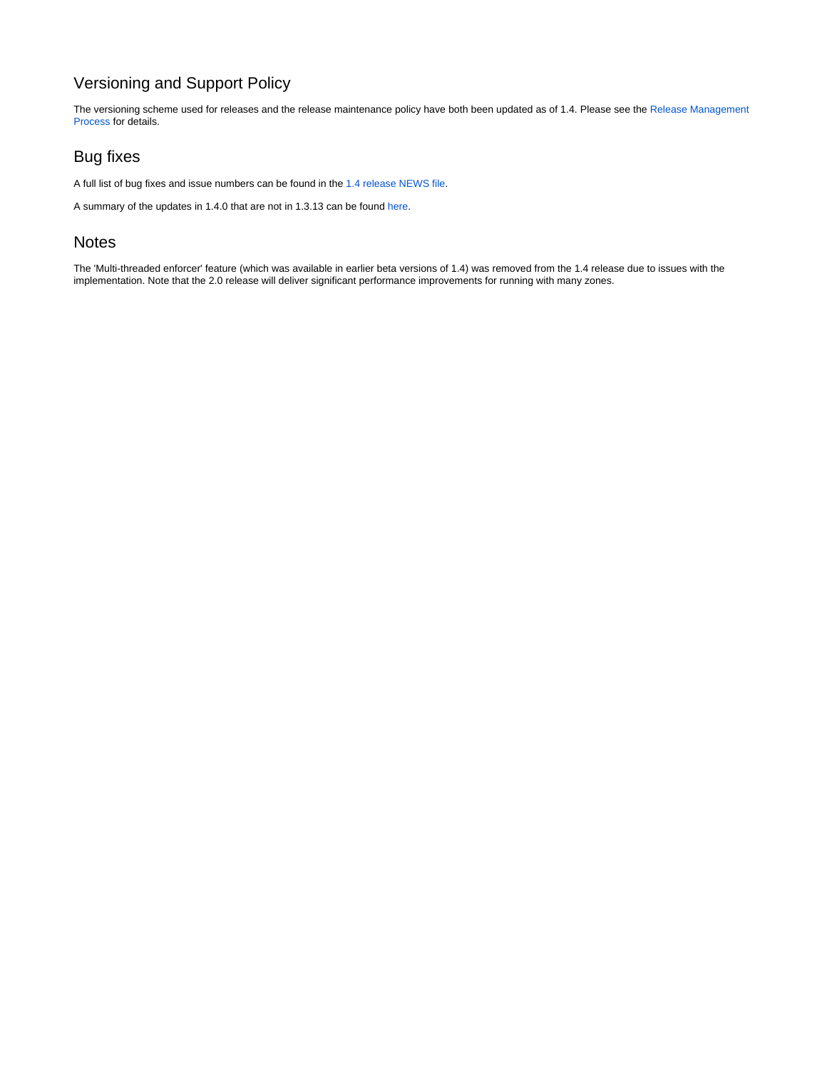## Versioning and Support Policy

The versioning scheme used for releases and the release maintenance policy have both been updated as of 1.4. Please see the Release Management Process for details.

## Bug fixes

A full list of bug fixes and issue numbers can be found in the 1.4 release NEWS file.

A summary of the updates in 1.4.0 that are not in 1.3.13 can be found here.

## Notes

The 'Multi-threaded enforcer' feature (which was available in earlier beta versions of 1.4) was removed from the 1.4 release due to issues with the implementation. Note that the 2.0 release will deliver significant performance improvements for running with many zones.